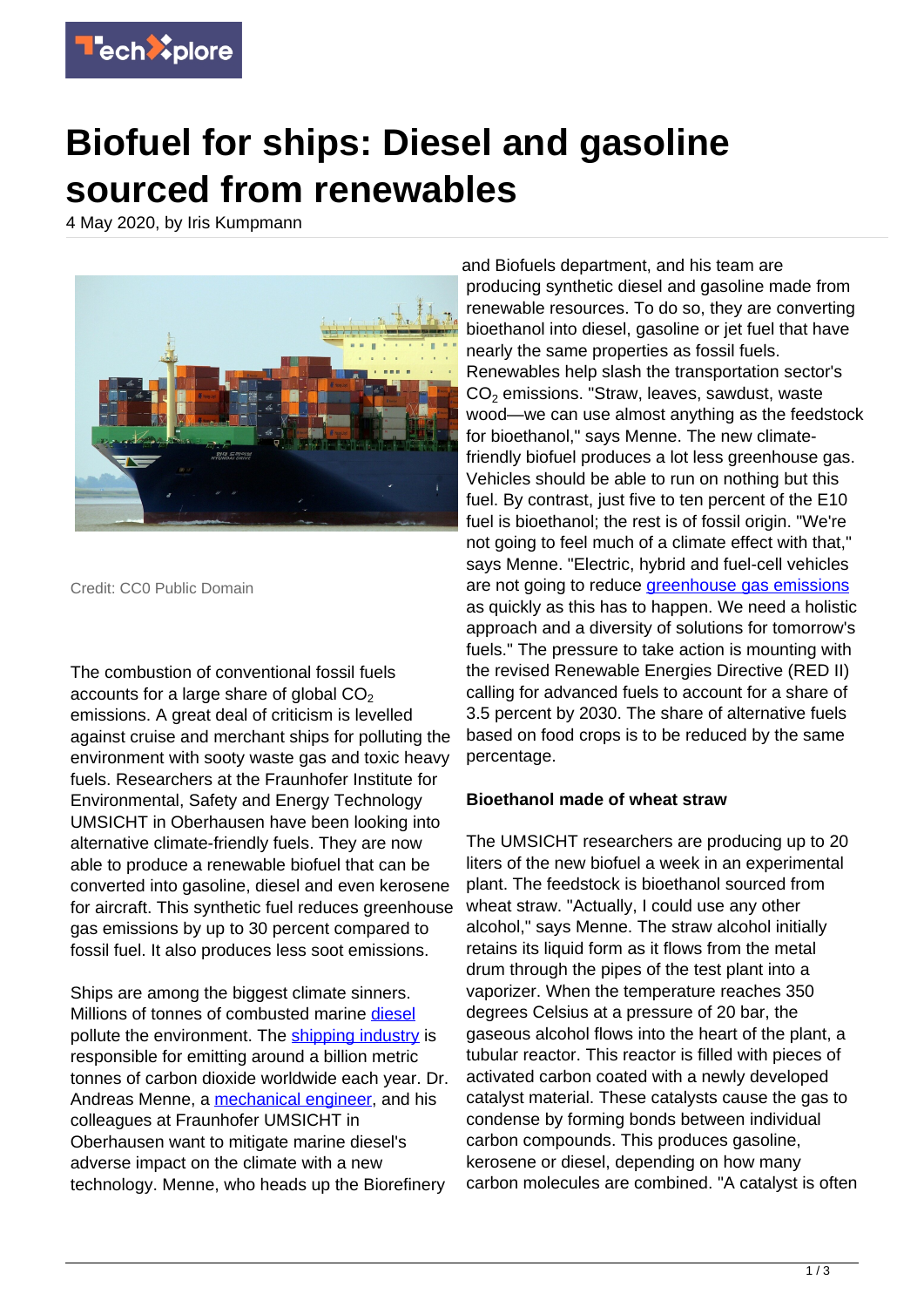# Biofuel for ships: Diesel and gasoline sourced from renewables

4 May 2020, by Iris Kumpmann

Credit: CC0 Public Domain

The combustion of conventional fossil fuels accounts for a large share of global $CO_2$ emissions. A great deal of criticism is levelled against cruise and merchant ships for polluting the environment with sooty waste gas and toxic heavy fuels. Researchers at the Fraunhofer Institute for Environmental, Safety and Energy Technology UMSICHT in Oberhausen have been looking into alternative climate-friendly fuels. They are now able to produce a renewable biofuel that can be converted into gasoline, diesel and even kerosene for aircraft. This synthetic fuel reduces greenhouse gas emissions by up to 30 percent compared to fossil fuel. It also produces less soot emissions.

Ships are among the biggest climate sinners. Millions of tonnes of combusted marine diesel pollute the environment. The shipping industry is responsible for emitting around a billion metric tonnes of carbon dioxide worldwide each year. Dr. Andreas Menne, a mechanical engineer, and his colleagues at Fraunhofer UMSICHT in Oberhausen want to mitigate marine diesel's adverse impact on the climate with a new technology. Menne, who heads up the Biorefinery and Biofuels department, and his team are producing synthetic diesel and gasoline made from renewable resources. To do so, they are converting bioethanol into diesel, gasoline or jet fuel that have nearly the same properties as fossil fuels. Renewables help slash the transportation sector's $CO_2$ emissions. "Straw, leaves, sawdust, waste wood—we can use almost anything as the feedstock for bioethanol," says Menne. The new climate-friendly biofuel produces a lot less greenhouse gas. Vehicles should be able to run on nothing but this fuel. By contrast, just five to ten percent of the E10 fuel is bioethanol; the rest is of fossil origin. "We're not going to feel much of a climate effect with that," says Menne. "Electric, hybrid and fuel-cell vehicles are not going to reduce greenhouse gas emissions as quickly as this has to happen. We need a holistic approach and a diversity of solutions for tomorrow's fuels." The pressure to take action is mounting with the revised Renewable Energies Directive (RED II) calling for advanced fuels to account for a share of 3.5 percent by 2030. The share of alternative fuels based on food crops is to be reduced by the same percentage.

### Bioethanol made of wheat straw

The UMSICHT researchers are producing up to 20 liters of the new biofuel a week in an experimental plant. The feedstock is bioethanol sourced from wheat straw. "Actually, I could use any other alcohol," says Menne. The straw alcohol initially retains its liquid form as it flows from the metal drum through the pipes of the test plant into a vaporizer. When the temperature reaches 350 degrees Celsius at a pressure of 20 bar, the gaseous alcohol flows into the heart of the plant, a tubular reactor. This reactor is filled with pieces of activated carbon coated with a newly developed catalyst material. These catalysts cause the gas to condense by forming bonds between individual carbon compounds. This produces gasoline, kerosene or diesel, depending on how many carbon molecules are combined. "A catalyst is often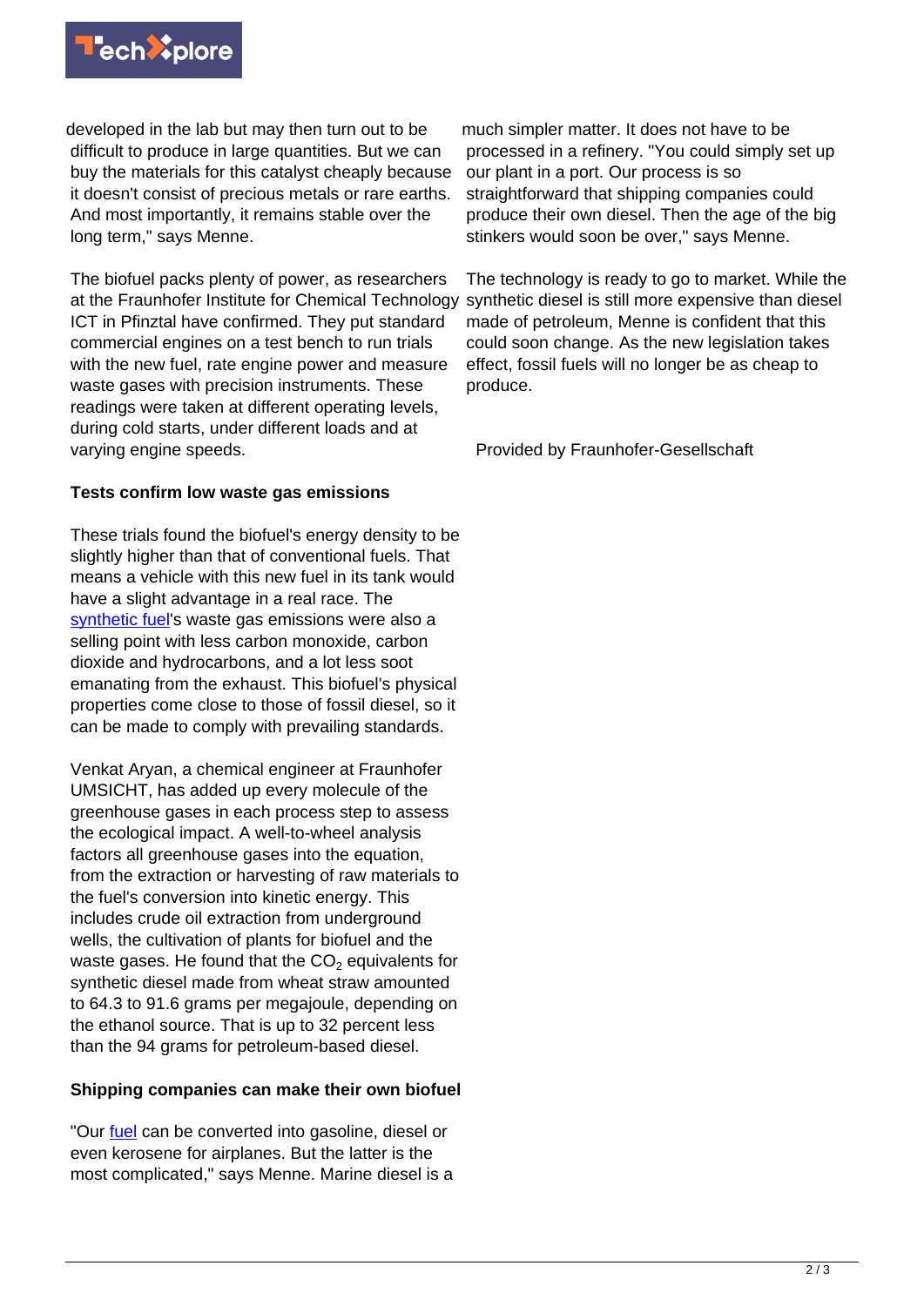developed in the lab but may then turn out to be difficult to produce in large quantities. But we can buy the materials for this catalyst cheaply because it doesn't consist of precious metals or rare earths. And most importantly, it remains stable over the long term," says Menne.

The biofuel packs plenty of power, as researchers at the Fraunhofer Institute for Chemical Technology ICT in Pfinztal have confirmed. They put standard commercial engines on a test bench to run trials with the new fuel, rate engine power and measure waste gases with precision instruments. These readings were taken at different operating levels, during cold starts, under different loads and at varying engine speeds.

### Tests confirm low waste gas emissions

These trials found the biofuel's energy density to be slightly higher than that of conventional fuels. That means a vehicle with this new fuel in its tank would have a slight advantage in a real race. The synthetic fuel's waste gas emissions were also a selling point with less carbon monoxide, carbon dioxide and hydrocarbons, and a lot less soot emanating from the exhaust. This biofuel's physical properties come close to those of fossil diesel, so it can be made to comply with prevailing standards.

Venkat Aryan, a chemical engineer at Fraunhofer UMSICHT, has added up every molecule of the greenhouse gases in each process step to assess the ecological impact. A well-to-wheel analysis factors all greenhouse gases into the equation, from the extraction or harvesting of raw materials to the fuel's conversion into kinetic energy. This includes crude oil extraction from underground wells, the cultivation of plants for biofuel and the waste gases. He found that the $CO_2$ equivalents for synthetic diesel made from wheat straw amounted to 64.3 to 91.6 grams per megajoule, depending on the ethanol source. That is up to 32 percent less than the 94 grams for petroleum-based diesel.

### Shipping companies can make their own biofuel

"Our fuel can be converted into gasoline, diesel or even kerosene for airplanes. But the latter is the most complicated," says Menne. Marine diesel is a much simpler matter. It does not have to be processed in a refinery. "You could simply set up our plant in a port. Our process is so straightforward that shipping companies could produce their own diesel. Then the age of the big stinkers would soon be over," says Menne.

The technology is ready to go to market. While the synthetic diesel is still more expensive than diesel made of petroleum, Menne is confident that this could soon change. As the new legislation takes effect, fossil fuels will no longer be as cheap to produce.

Provided by Fraunhofer-Gesellschaft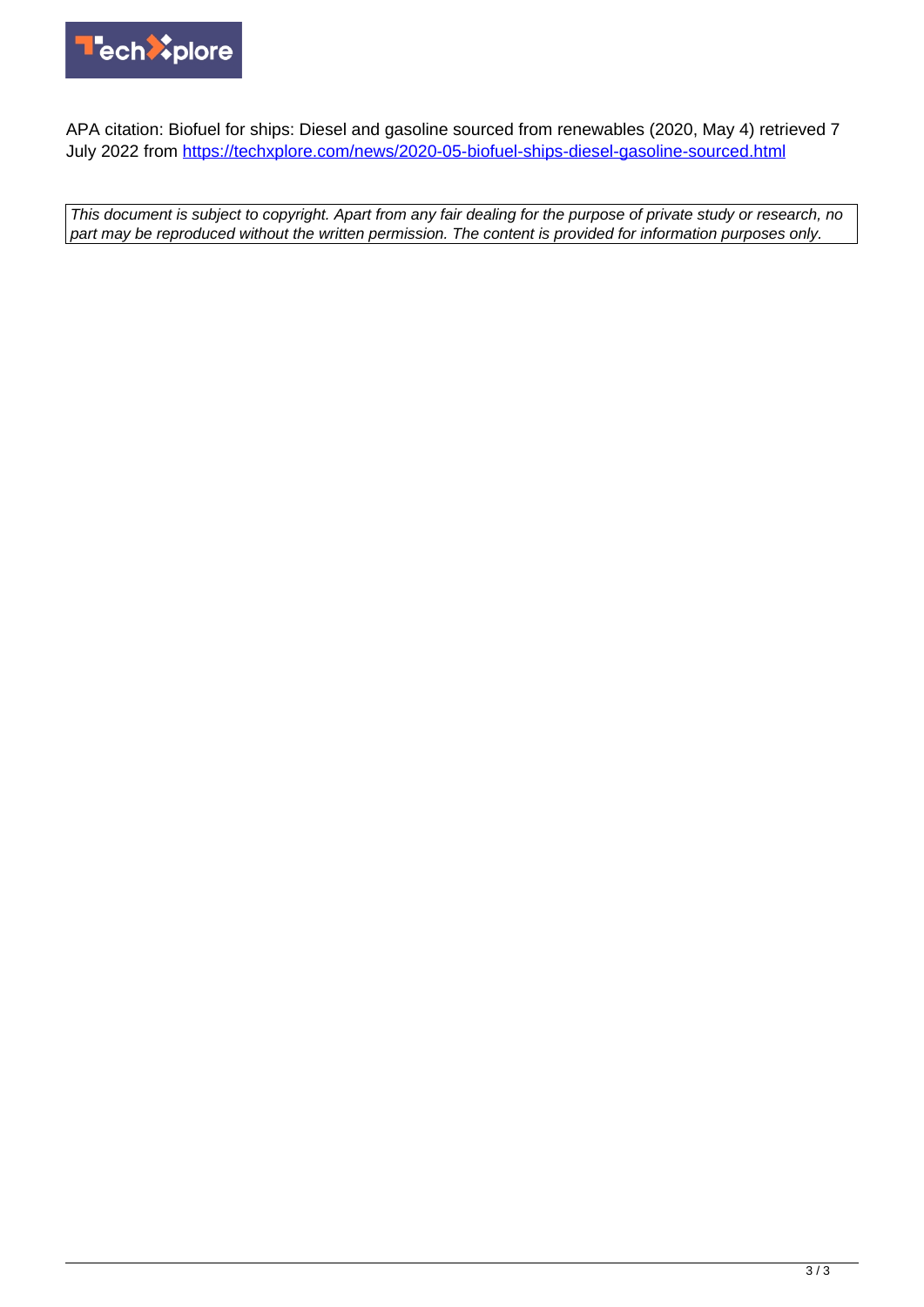APA citation: Biofuel for ships: Diesel and gasoline sourced from renewables (2020, May 4) retrieved 7 July 2022 from https://techxplore.com/news/2020-05-biofuel-ships-diesel-gasoline-sourced.html

*This document is subject to copyright. Apart from any fair dealing for the purpose of private study or research, no part may be reproduced without the written permission. The content is provided for information purposes only.*